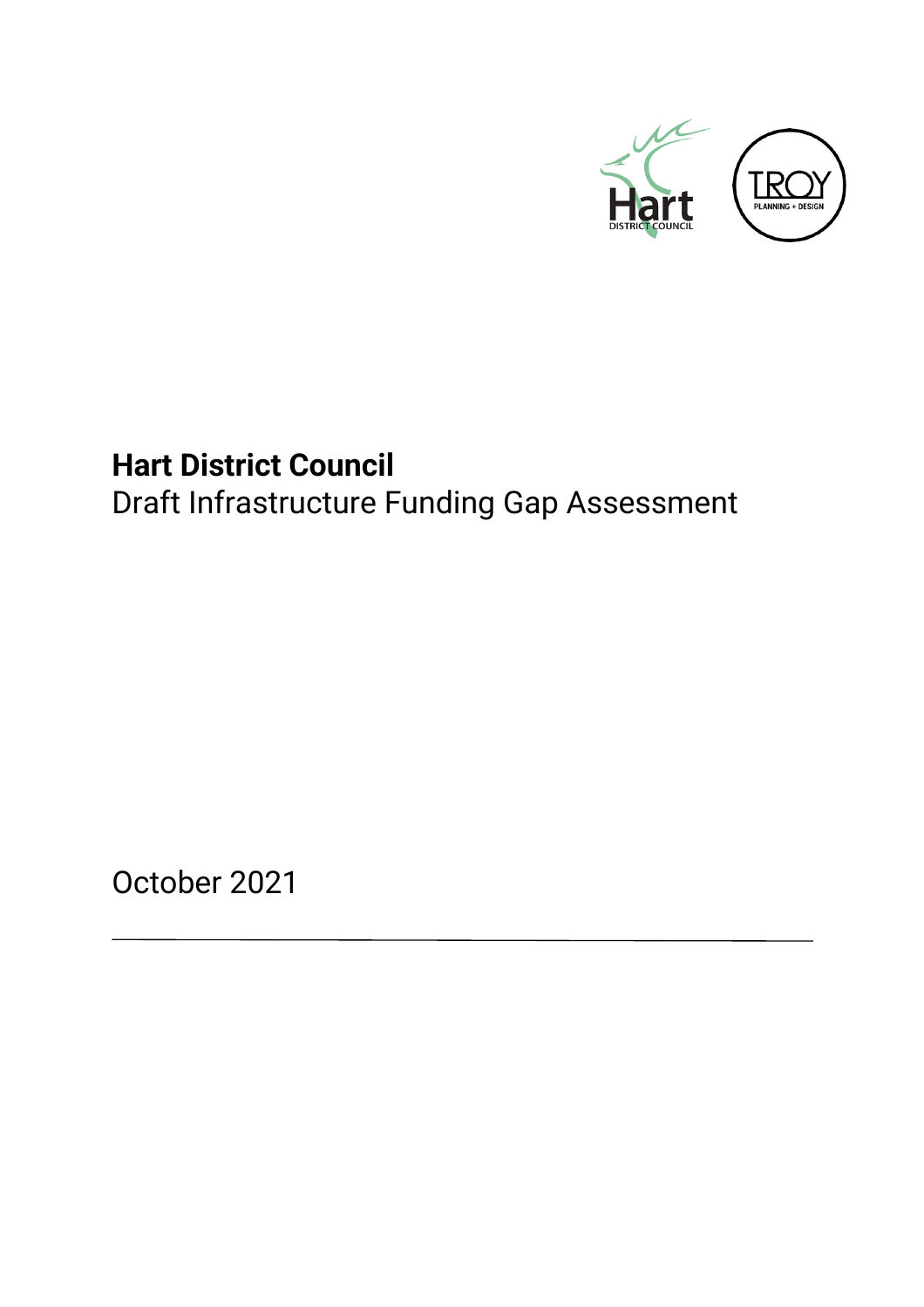# Hart District Council

Draft Infrastructure Funding Gap Assessment

October 2021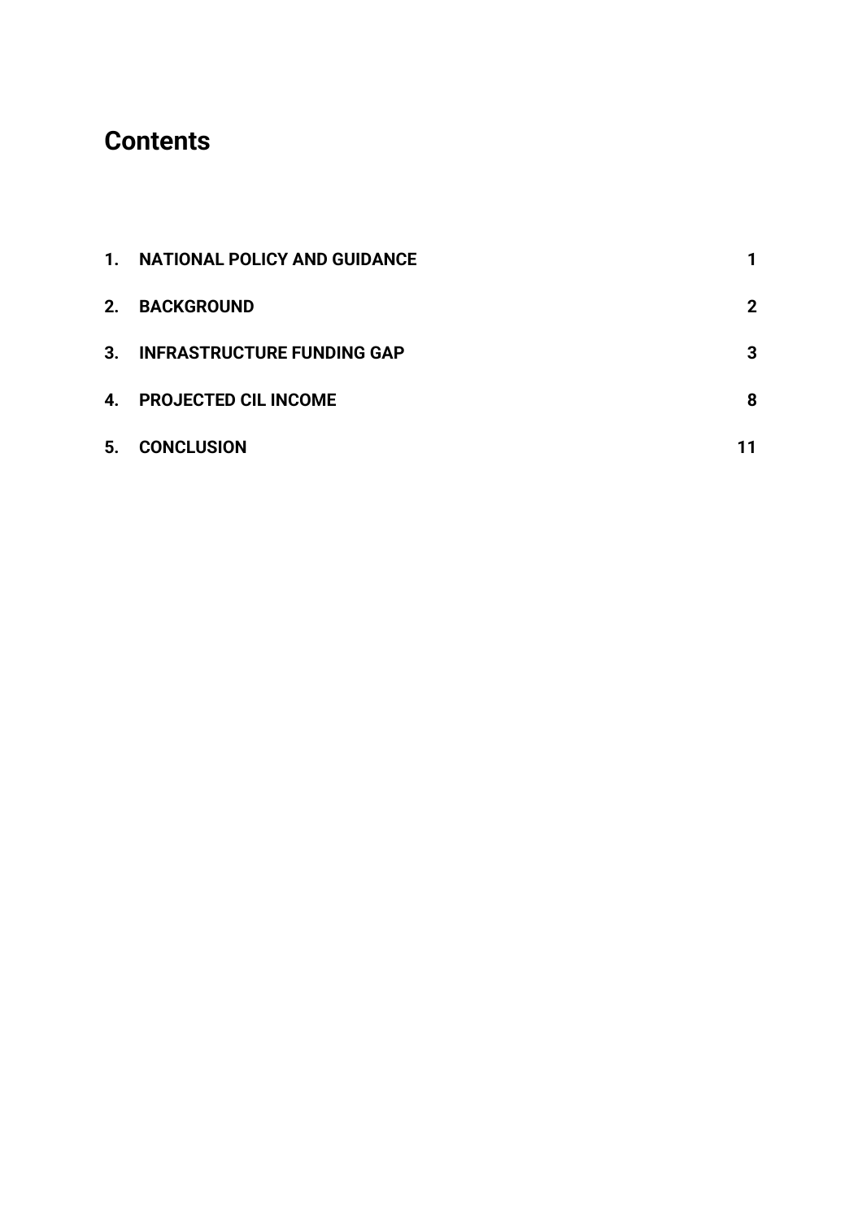# Contents

| | | |
|---|---|---|
| **1.** | **NATIONAL POLICY AND GUIDANCE** | **1** |
| **2.** | **BACKGROUND** | **2** |
| **3.** | **INFRASTRUCTURE FUNDING GAP** | **3** |
| **4.** | **PROJECTED CIL INCOME** | **8** |
| **5.** | **CONCLUSION** | **11** |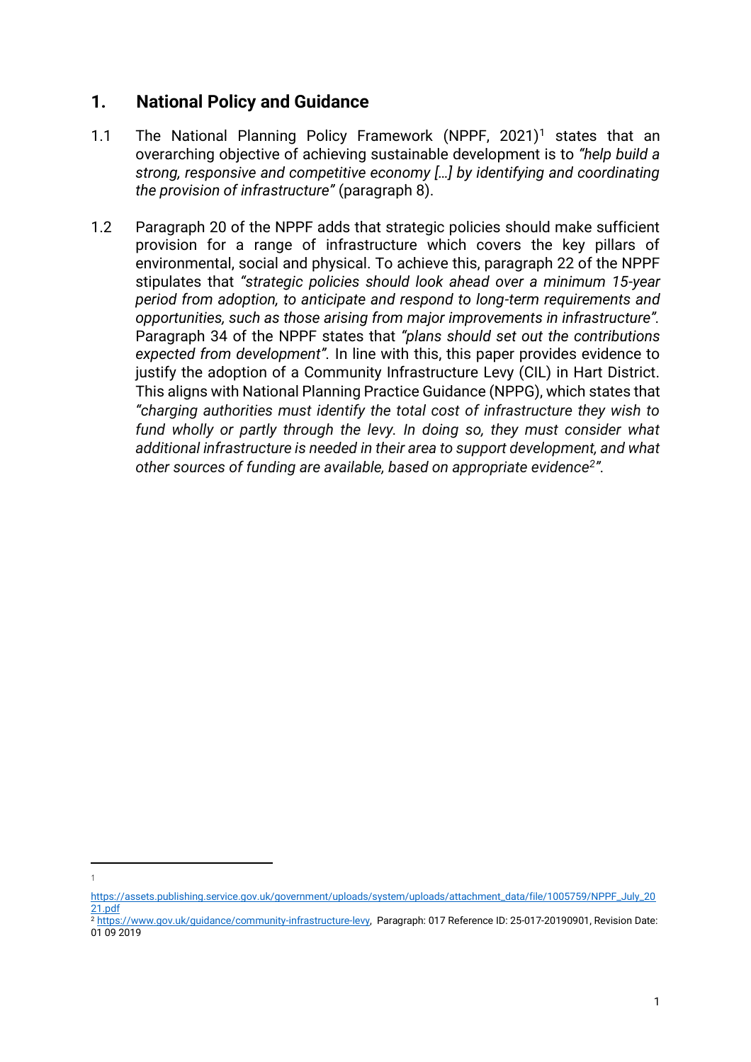## 1. National Policy and Guidance

1.1 The National Planning Policy Framework (NPPF, 2021)[1] states that an overarching objective of achieving sustainable development is to *"help build a strong, responsive and competitive economy […] by identifying and coordinating the provision of infrastructure"* (paragraph 8).

1.2 Paragraph 20 of the NPPF adds that strategic policies should make sufficient provision for a range of infrastructure which covers the key pillars of environmental, social and physical. To achieve this, paragraph 22 of the NPPF stipulates that *"strategic policies should look ahead over a minimum 15-year period from adoption, to anticipate and respond to long-term requirements and opportunities, such as those arising from major improvements in infrastructure"*. Paragraph 34 of the NPPF states that *"plans should set out the contributions expected from development"*. In line with this, this paper provides evidence to justify the adoption of a Community Infrastructure Levy (CIL) in Hart District. This aligns with National Planning Practice Guidance (NPPG), which states that *"charging authorities must identify the total cost of infrastructure they wish to fund wholly or partly through the levy. In doing so, they must consider what additional infrastructure is needed in their area to support development, and what other sources of funding are available, based on appropriate evidence[2]"*.

---

[1] https://assets.publishing.service.gov.uk/government/uploads/system/uploads/attachment_data/file/1005759/NPPF_July_2021.pdf

[2] https://www.gov.uk/guidance/community-infrastructure-levy, Paragraph: 017 Reference ID: 25-017-20190901, Revision Date: 01 09 2019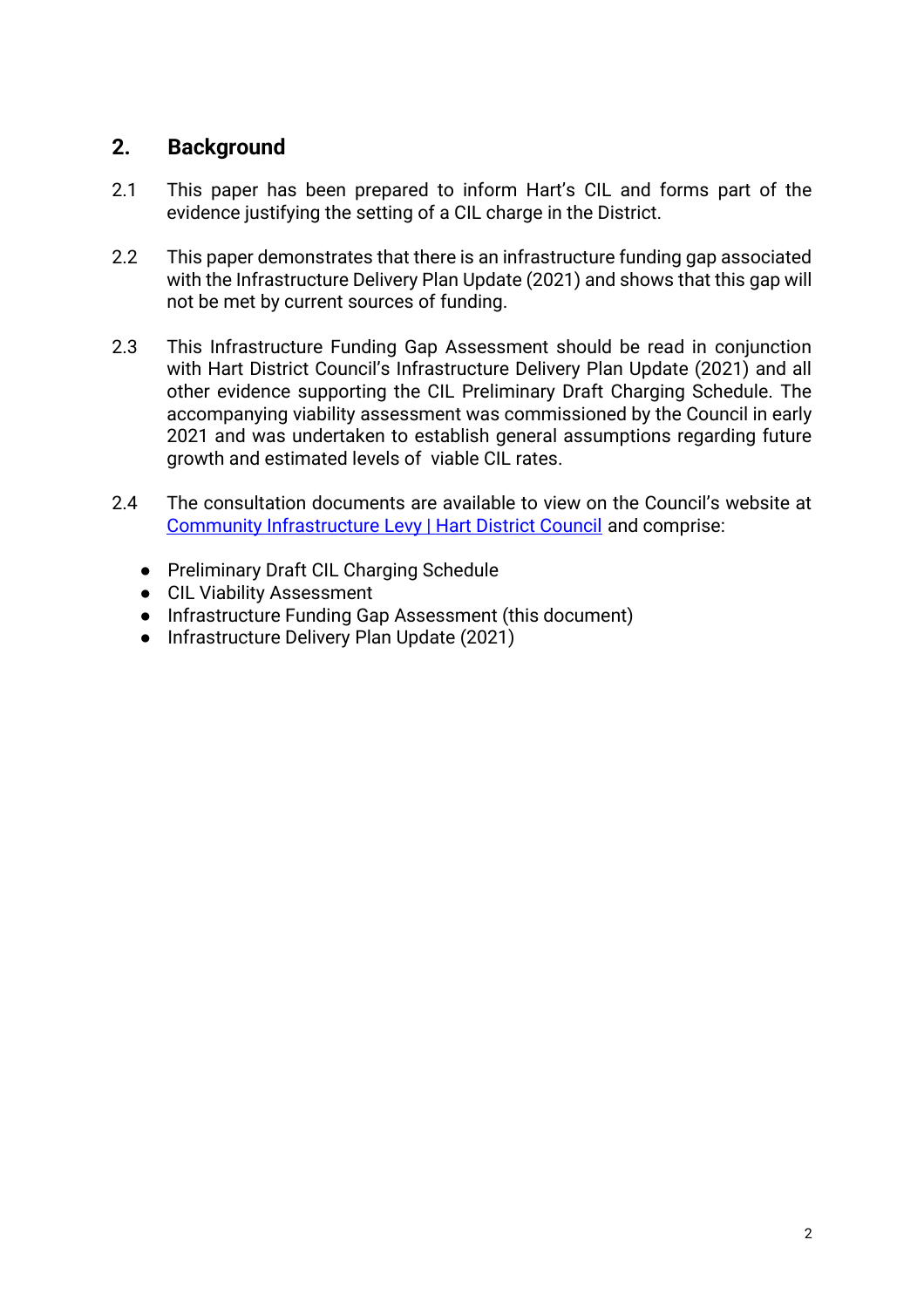## 2. Background

2.1 This paper has been prepared to inform Hart's CIL and forms part of the evidence justifying the setting of a CIL charge in the District.

2.2 This paper demonstrates that there is an infrastructure funding gap associated with the Infrastructure Delivery Plan Update (2021) and shows that this gap will not be met by current sources of funding.

2.3 This Infrastructure Funding Gap Assessment should be read in conjunction with Hart District Council's Infrastructure Delivery Plan Update (2021) and all other evidence supporting the CIL Preliminary Draft Charging Schedule. The accompanying viability assessment was commissioned by the Council in early 2021 and was undertaken to establish general assumptions regarding future growth and estimated levels of viable CIL rates.

2.4 The consultation documents are available to view on the Council's website at Community Infrastructure Levy | Hart District Council and comprise:

- Preliminary Draft CIL Charging Schedule
- CIL Viability Assessment
- Infrastructure Funding Gap Assessment (this document)
- Infrastructure Delivery Plan Update (2021)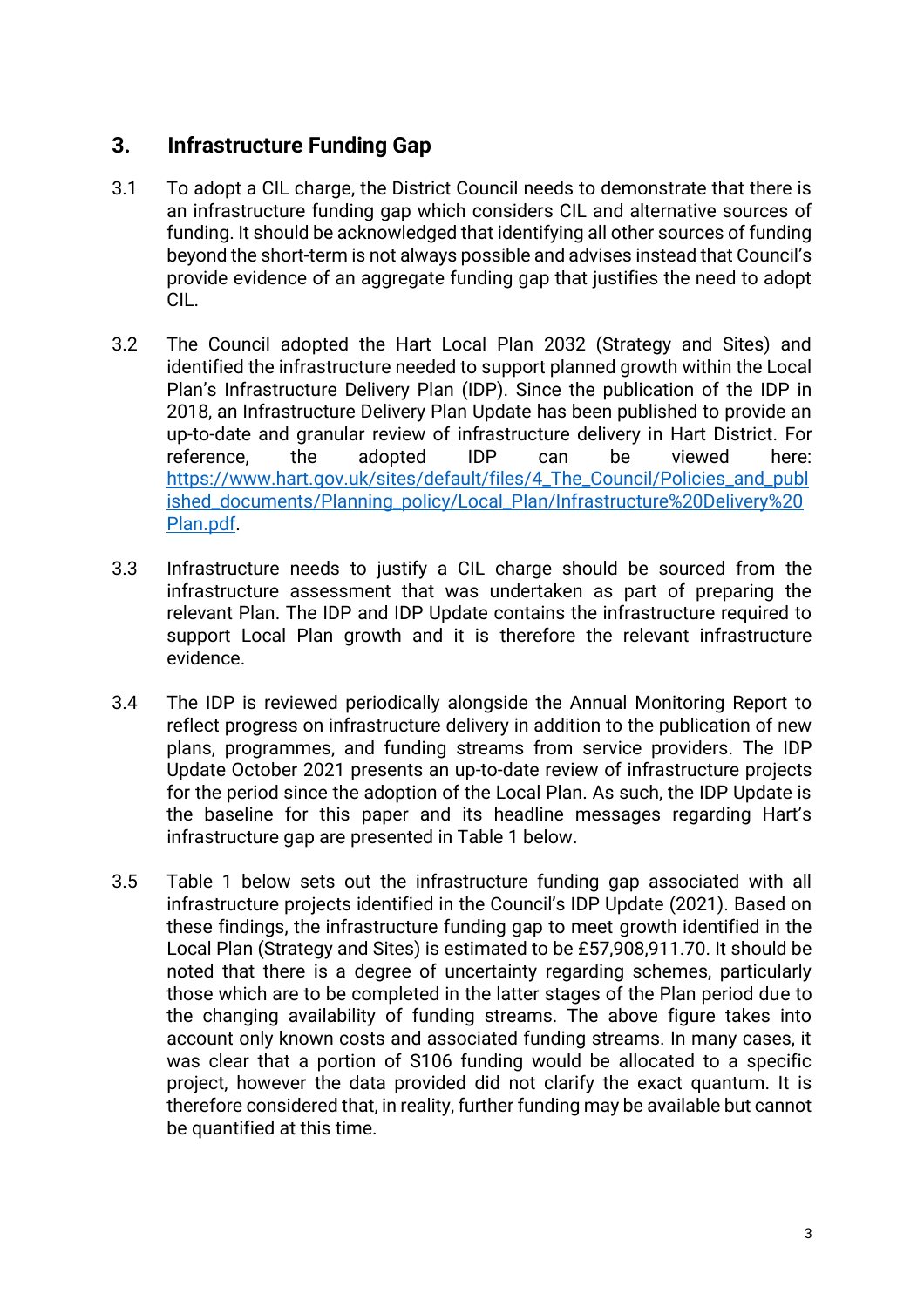## 3. Infrastructure Funding Gap

3.1 To adopt a CIL charge, the District Council needs to demonstrate that there is an infrastructure funding gap which considers CIL and alternative sources of funding. It should be acknowledged that identifying all other sources of funding beyond the short-term is not always possible and advises instead that Council's provide evidence of an aggregate funding gap that justifies the need to adopt CIL.

3.2 The Council adopted the Hart Local Plan 2032 (Strategy and Sites) and identified the infrastructure needed to support planned growth within the Local Plan's Infrastructure Delivery Plan (IDP). Since the publication of the IDP in 2018, an Infrastructure Delivery Plan Update has been published to provide an up-to-date and granular review of infrastructure delivery in Hart District. For reference, the adopted IDP can be viewed here: [https://www.hart.gov.uk/sites/default/files/4_The_Council/Policies_and_published_documents/Planning_policy/Local_Plan/Infrastructure%20Delivery%20Plan.pdf](https://www.hart.gov.uk/sites/default/files/4_The_Council/Policies_and_published_documents/Planning_policy/Local_Plan/Infrastructure%20Delivery%20Plan.pdf).

3.3 Infrastructure needs to justify a CIL charge should be sourced from the infrastructure assessment that was undertaken as part of preparing the relevant Plan. The IDP and IDP Update contains the infrastructure required to support Local Plan growth and it is therefore the relevant infrastructure evidence.

3.4 The IDP is reviewed periodically alongside the Annual Monitoring Report to reflect progress on infrastructure delivery in addition to the publication of new plans, programmes, and funding streams from service providers. The IDP Update October 2021 presents an up-to-date review of infrastructure projects for the period since the adoption of the Local Plan. As such, the IDP Update is the baseline for this paper and its headline messages regarding Hart's infrastructure gap are presented in Table 1 below.

3.5 Table 1 below sets out the infrastructure funding gap associated with all infrastructure projects identified in the Council's IDP Update (2021). Based on these findings, the infrastructure funding gap to meet growth identified in the Local Plan (Strategy and Sites) is estimated to be £57,908,911.70. It should be noted that there is a degree of uncertainty regarding schemes, particularly those which are to be completed in the latter stages of the Plan period due to the changing availability of funding streams. The above figure takes into account only known costs and associated funding streams. In many cases, it was clear that a portion of S106 funding would be allocated to a specific project, however the data provided did not clarify the exact quantum. It is therefore considered that, in reality, further funding may be available but cannot be quantified at this time.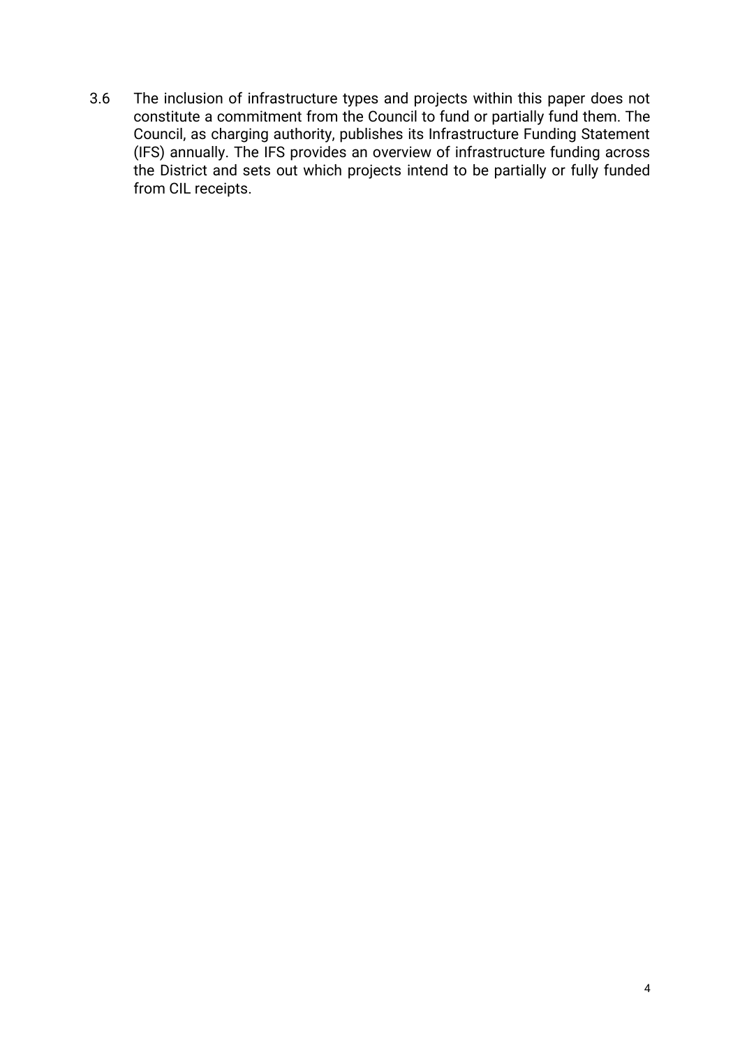3.6 The inclusion of infrastructure types and projects within this paper does not constitute a commitment from the Council to fund or partially fund them. The Council, as charging authority, publishes its Infrastructure Funding Statement (IFS) annually. The IFS provides an overview of infrastructure funding across the District and sets out which projects intend to be partially or fully funded from CIL receipts.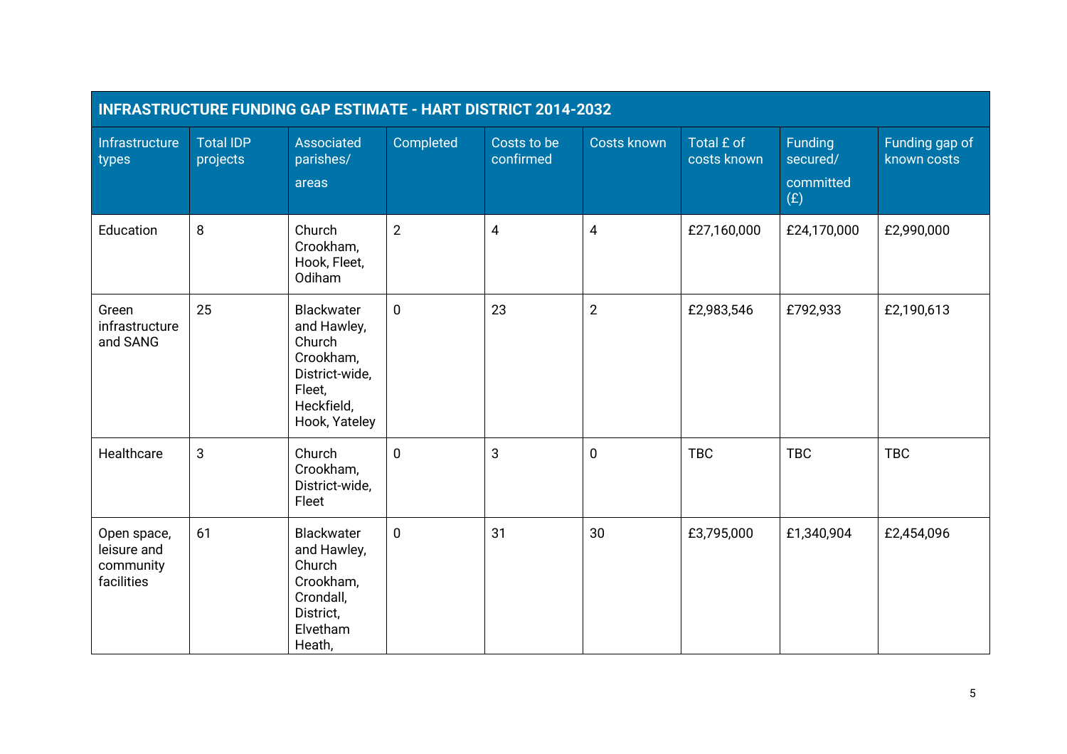| INFRASTRUCTURE FUNDING GAP ESTIMATE - HART DISTRICT 2014-2032 | | | | | | | | |
|---|---|---|---|---|---|---|---|---|
| Infrastructure types | Total IDP projects | Associated parishes/ areas | Completed | Costs to be confirmed | Costs known | Total £ of costs known | Funding secured/ committed (£) | Funding gap of known costs |
| Education | 8 | Church Crookham, Hook, Fleet, Odiham | 2 | 4 | 4 | £27,160,000 | £24,170,000 | £2,990,000 |
| Green infrastructure and SANG | 25 | Blackwater and Hawley, Church Crookham, District-wide, Fleet, Heckfield, Hook, Yateley | 0 | 23 | 2 | £2,983,546 | £792,933 | £2,190,613 |
| Healthcare | 3 | Church Crookham, District-wide, Fleet | 0 | 3 | 0 | TBC | TBC | TBC |
| Open space, leisure and community facilities | 61 | Blackwater and Hawley, Church Crookham, Crondall, District, Elvetham Heath, | 0 | 31 | 30 | £3,795,000 | £1,340,904 | £2,454,096 |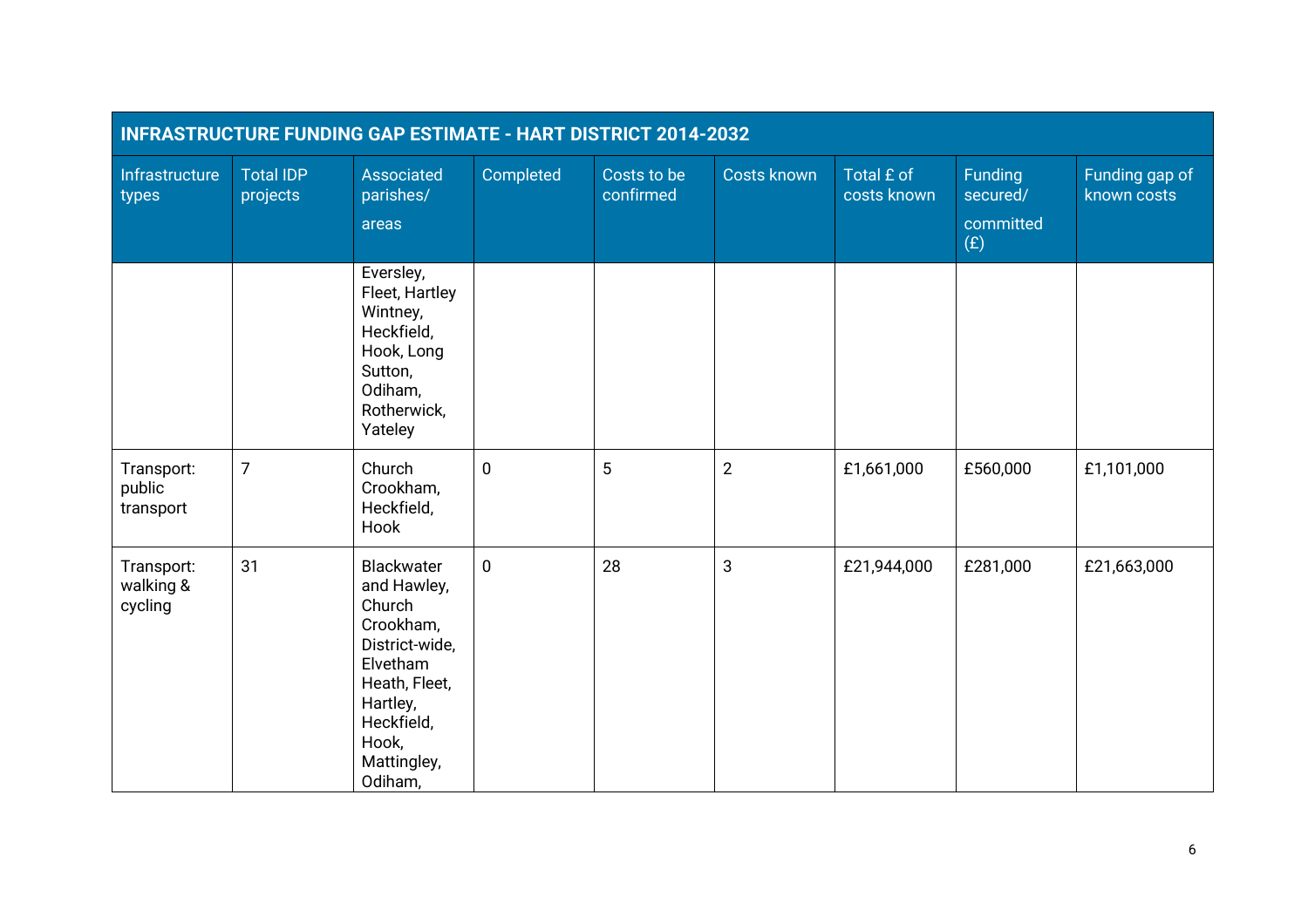| INFRASTRUCTURE FUNDING GAP ESTIMATE - HART DISTRICT 2014-2032 | | | | | | | | |
|---|---|---|---|---|---|---|---|---|
| Infrastructure types | Total IDP projects | Associated parishes/ areas | Completed | Costs to be confirmed | Costs known | Total £ of costs known | Funding secured/ committed (£) | Funding gap of known costs |
| | | Eversley, Fleet, Hartley Wintney, Heckfield, Hook, Long Sutton, Odiham, Rotherwick, Yateley | | | | | | |
| Transport: public transport | 7 | Church Crookham, Heckfield, Hook | 0 | 5 | 2 | £1,661,000 | £560,000 | £1,101,000 |
| Transport: walking & cycling | 31 | Blackwater and Hawley, Church Crookham, District-wide, Elvetham Heath, Fleet, Hartley, Heckfield, Hook, Mattingley, Odiham, | 0 | 28 | 3 | £21,944,000 | £281,000 | £21,663,000 |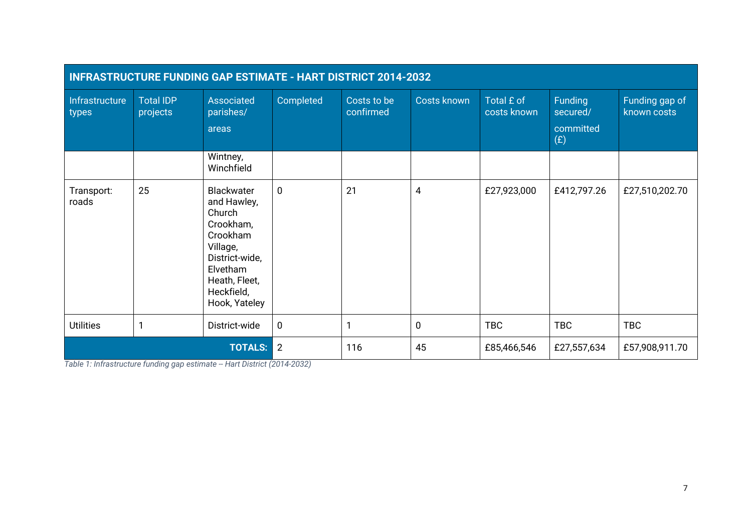| INFRASTRUCTURE FUNDING GAP ESTIMATE - HART DISTRICT 2014-2032 | | | | | | | | |
|---|---|---|---|---|---|---|---|---|
| Infrastructure types | Total IDP projects | Associated parishes/ areas | Completed | Costs to be confirmed | Costs known | Total £ of costs known | Funding secured/ committed (£) | Funding gap of known costs |
| | | Wintney, Winchfield | | | | | | |
| Transport: roads | 25 | Blackwater and Hawley, Church Crookham, Crookham Village, District-wide, Elvetham Heath, Fleet, Heckfield, Hook, Yateley | 0 | 21 | 4 | £27,923,000 | £412,797.26 | £27,510,202.70 |
| Utilities | 1 | District-wide | 0 | 1 | 0 | TBC | TBC | TBC |
| **TOTALS:** | | | 2 | 116 | 45 | £85,466,546 | £27,557,634 | £57,908,911.70 |

*Table 1: Infrastructure funding gap estimate – Hart District (2014-2032)*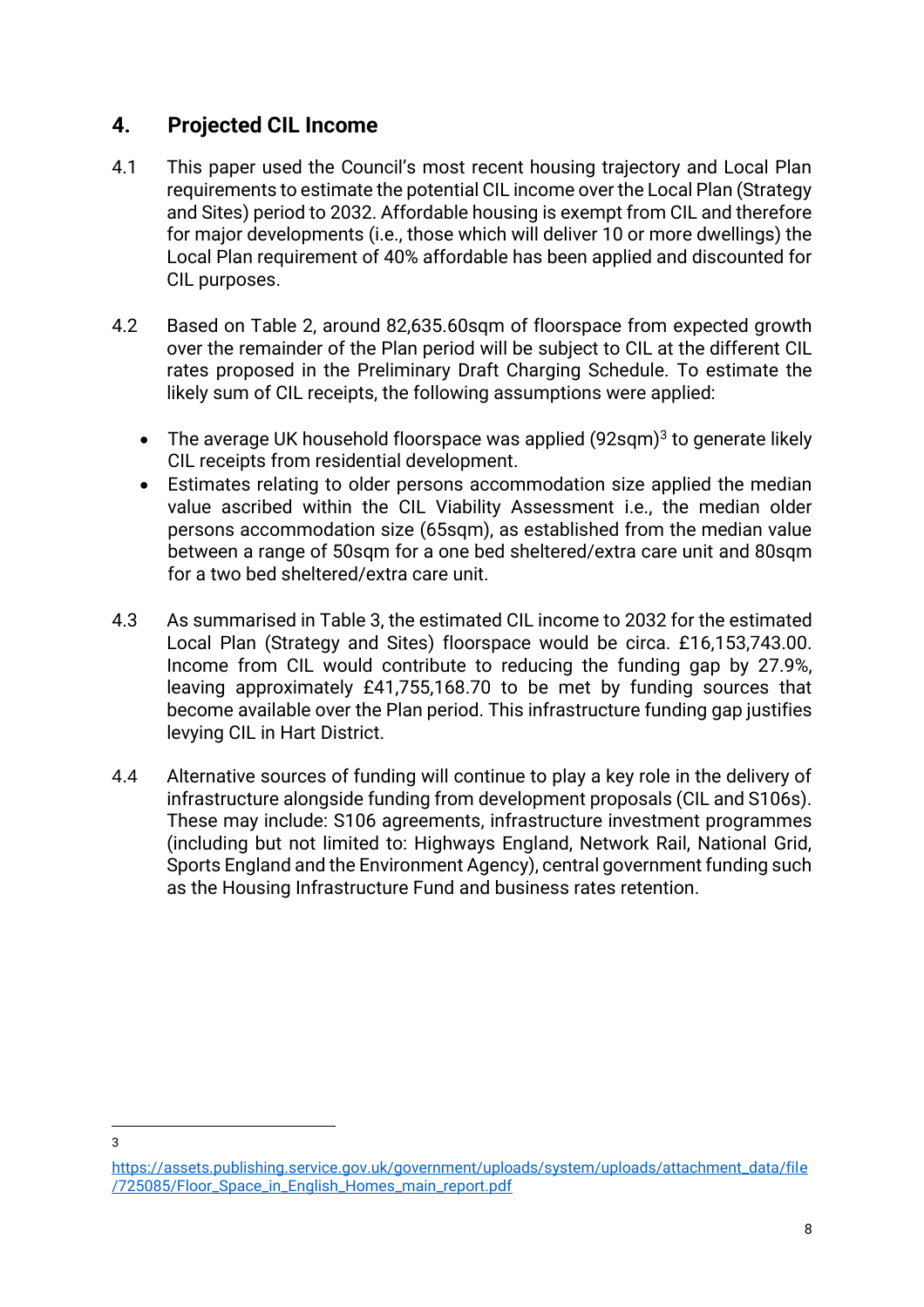## 4. Projected CIL Income

4.1 This paper used the Council's most recent housing trajectory and Local Plan requirements to estimate the potential CIL income over the Local Plan (Strategy and Sites) period to 2032. Affordable housing is exempt from CIL and therefore for major developments (i.e., those which will deliver 10 or more dwellings) the Local Plan requirement of 40% affordable has been applied and discounted for CIL purposes.

4.2 Based on Table 2, around 82,635.60sqm of floorspace from expected growth over the remainder of the Plan period will be subject to CIL at the different CIL rates proposed in the Preliminary Draft Charging Schedule. To estimate the likely sum of CIL receipts, the following assumptions were applied:

- The average UK household floorspace was applied (92sqm)[3] to generate likely CIL receipts from residential development.
- Estimates relating to older persons accommodation size applied the median value ascribed within the CIL Viability Assessment i.e., the median older persons accommodation size (65sqm), as established from the median value between a range of 50sqm for a one bed sheltered/extra care unit and 80sqm for a two bed sheltered/extra care unit.

4.3 As summarised in Table 3, the estimated CIL income to 2032 for the estimated Local Plan (Strategy and Sites) floorspace would be circa. £16,153,743.00. Income from CIL would contribute to reducing the funding gap by 27.9%, leaving approximately £41,755,168.70 to be met by funding sources that become available over the Plan period. This infrastructure funding gap justifies levying CIL in Hart District.

4.4 Alternative sources of funding will continue to play a key role in the delivery of infrastructure alongside funding from development proposals (CIL and S106s). These may include: S106 agreements, infrastructure investment programmes (including but not limited to: Highways England, Network Rail, National Grid, Sports England and the Environment Agency), central government funding such as the Housing Infrastructure Fund and business rates retention.

---

[3] https://assets.publishing.service.gov.uk/government/uploads/system/uploads/attachment_data/file/725085/Floor_Space_in_English_Homes_main_report.pdf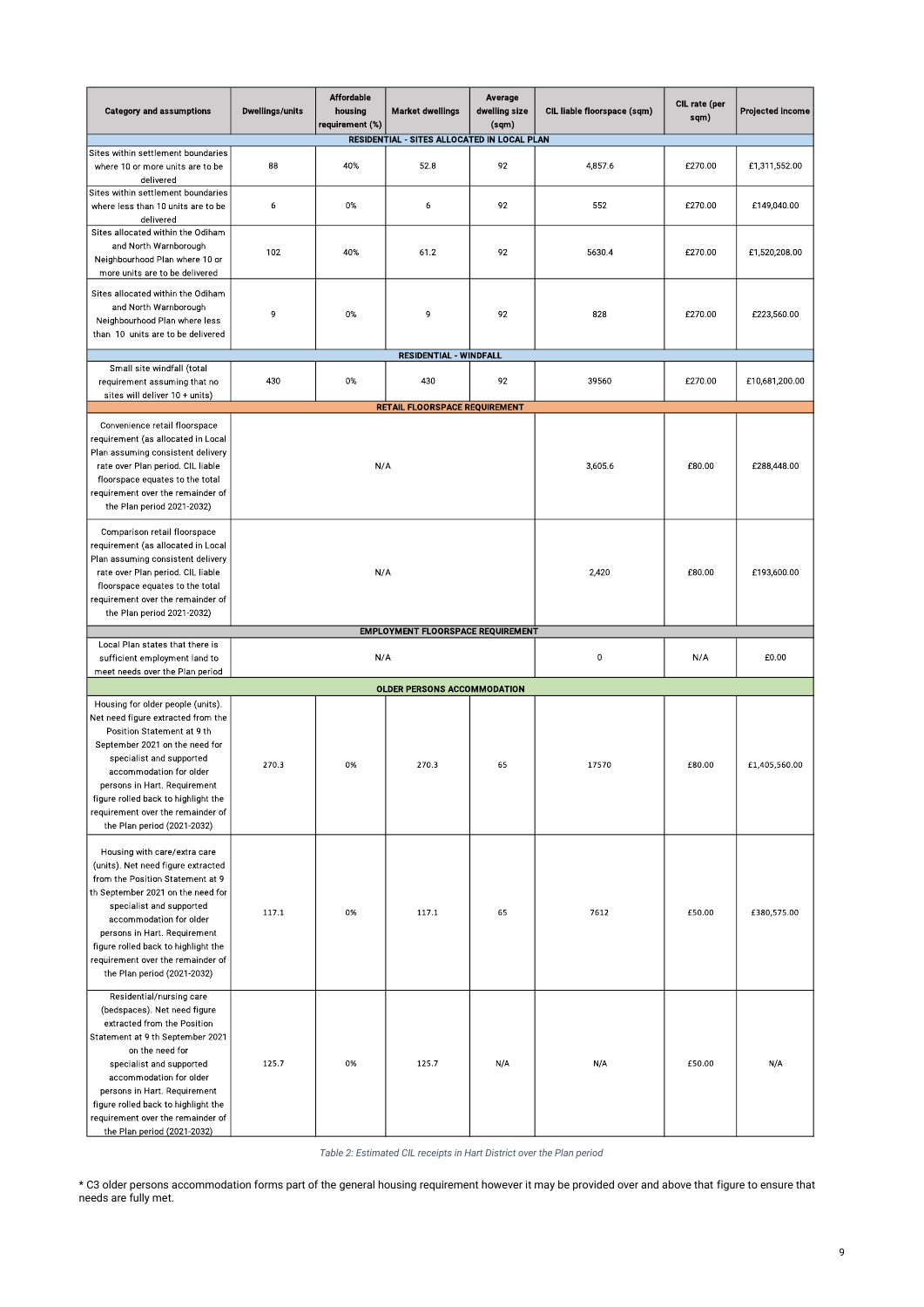| Category and assumptions | Dwellings/units | Affordable housing requirement (%) | Market dwellings | Average dwelling size (sqm) | CIL liable floorspace (sqm) | CIL rate (per sqm) | Projected income |
|---|---|---|---|---|---|---|---|
| **RESIDENTIAL - SITES ALLOCATED IN LOCAL PLAN** | | | | | | | |
| Sites within settlement boundaries where 10 or more units are to be delivered | 88 | 40% | 52.8 | 92 | 4,857.6 | £270.00 | £1,311,552.00 |
| Sites within settlement boundaries where less than 10 units are to be delivered | 6 | 0% | 6 | 92 | 552 | £270.00 | £149,040.00 |
| Sites allocated within the Odiham and North Warnborough Neighbourhood Plan where 10 or more units are to be delivered | 102 | 40% | 61.2 | 92 | 5630.4 | £270.00 | £1,520,208.00 |
| Sites allocated within the Odiham and North Warnborough Neighbourhood Plan where less than 10 units are to be delivered | 9 | 0% | 9 | 92 | 828 | £270.00 | £223,560.00 |
| **RESIDENTIAL - WINDFALL** | | | | | | | |
| Small site windfall (total requirement assuming that no sites will deliver 10 + units) | 430 | 0% | 430 | 92 | 39560 | £270.00 | £10,681,200.00 |
| **RETAIL FLOORSPACE REQUIREMENT** | | | | | | | |
| Convenience retail floorspace requirement (as allocated in Local Plan assuming consistent delivery rate over Plan period. CIL liable floorspace equates to the total requirement over the remainder of the Plan period 2021-2032) | N/A | | | | 3,605.6 | £80.00 | £288,448.00 |
| Comparison retail floorspace requirement (as allocated in Local Plan assuming consistent delivery rate over Plan period. CIL liable floorspace equates to the total requirement over the remainder of the Plan period 2021-2032) | N/A | | | | 2,420 | £80.00 | £193,600.00 |
| **EMPLOYMENT FLOORSPACE REQUIREMENT** | | | | | | | |
| Local Plan states that there is sufficient employment land to meet needs over the Plan period | N/A | | | | 0 | N/A | £0.00 |
| **OLDER PERSONS ACCOMMODATION** | | | | | | | |
| Housing for older people (units). Net need figure extracted from the Position Statement at 9 th September 2021 on the need for specialist and supported accommodation for older persons in Hart. Requirement figure rolled back to highlight the requirement over the remainder of the Plan period (2021-2032) | 270.3 | 0% | 270.3 | 65 | 17570 | £80.00 | £1,405,560.00 |
| Housing with care/extra care (units). Net need figure extracted from the Position Statement at 9 th September 2021 on the need for specialist and supported accommodation for older persons in Hart. Requirement figure rolled back to highlight the requirement over the remainder of the Plan period (2021-2032) | 117.1 | 0% | 117.1 | 65 | 7612 | £50.00 | £380,575.00 |
| Residential/nursing care (bedspaces). Net need figure extracted from the Position Statement at 9 th September 2021 on the need for specialist and supported accommodation for older persons in Hart. Requirement figure rolled back to highlight the requirement over the remainder of the Plan period (2021-2032) | 125.7 | 0% | 125.7 | N/A | N/A | £50.00 | N/A |

*Table 2: Estimated CIL receipts in Hart District over the Plan period*

* C3 older persons accommodation forms part of the general housing requirement however it may be provided over and above that figure to ensure that needs are fully met.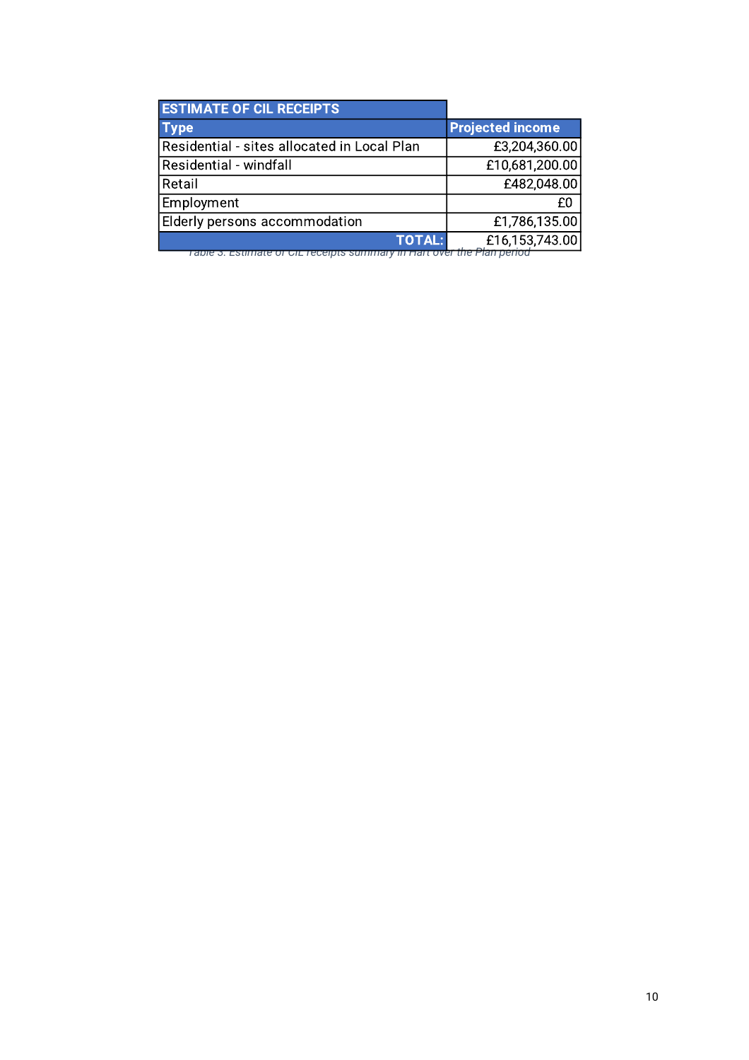| ESTIMATE OF CIL RECEIPTS | |
| --- | --- |
| **Type** | **Projected income** |
| Residential - sites allocated in Local Plan | £3,204,360.00 |
| Residential - windfall | £10,681,200.00 |
| Retail | £482,048.00 |
| Employment | £0 |
| Elderly persons accommodation | £1,786,135.00 |
| **TOTAL:** | £16,153,743.00 |

*Table 3: Estimate of CIL receipts summary in Hart over the Plan period*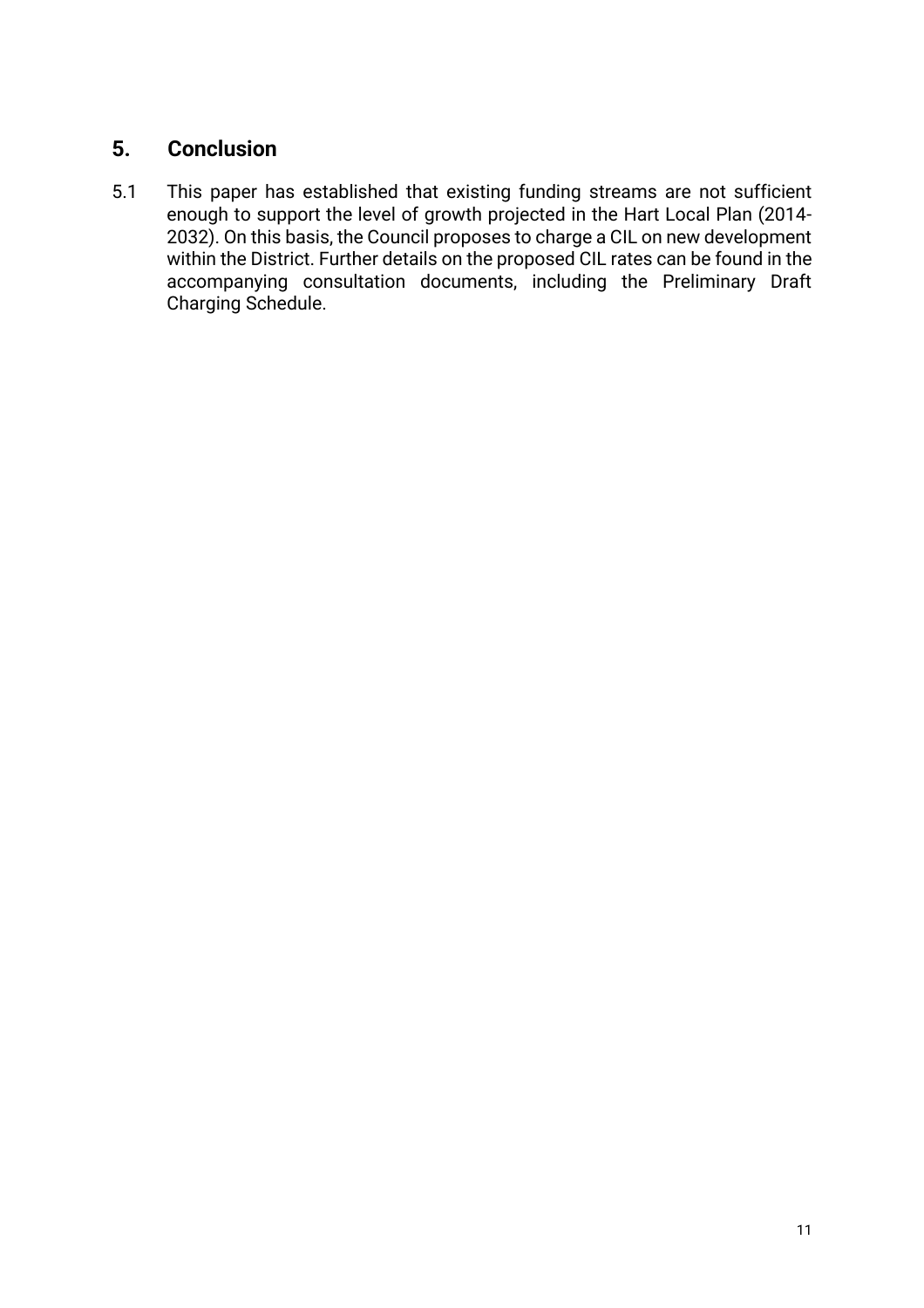## 5. Conclusion

5.1 This paper has established that existing funding streams are not sufficient enough to support the level of growth projected in the Hart Local Plan (2014-2032). On this basis, the Council proposes to charge a CIL on new development within the District. Further details on the proposed CIL rates can be found in the accompanying consultation documents, including the Preliminary Draft Charging Schedule.